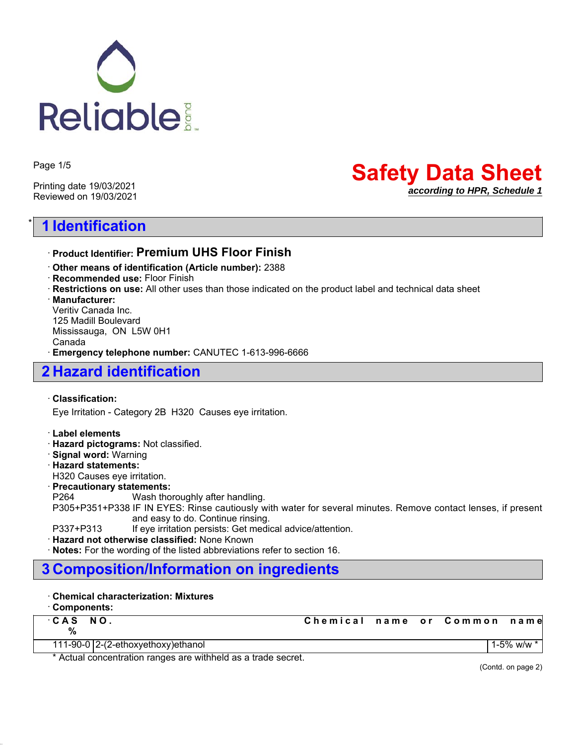Reliable brand

Printing date 19/03/2021
Reviewed on 19/03/2021

# Safety Data Sheet

***according to HPR, Schedule 1***

## * 1 Identification

- **Product Identifier: Premium UHS Floor Finish**
- **Other means of identification (Article number):** 2388
- **Recommended use:** Floor Finish
- **Restrictions on use:** All other uses than those indicated on the product label and technical data sheet
- **Manufacturer:**
  Veritiv Canada Inc.
  125 Madill Boulevard
  Mississauga, ON L5W 0H1
  Canada
- **Emergency telephone number:** CANUTEC 1-613-996-6666

## 2 Hazard identification

- **Classification:**
  Eye Irritation - Category 2B H320 Causes eye irritation.

- **Label elements**
- **Hazard pictograms:** Not classified.
- **Signal word:** Warning
- **Hazard statements:**
  H320 Causes eye irritation.
- **Precautionary statements:**
  P264 Wash thoroughly after handling.
  P305+P351+P338 IF IN EYES: Rinse cautiously with water for several minutes. Remove contact lenses, if present and easy to do. Continue rinsing.
  P337+P313 If eye irritation persists: Get medical advice/attention.
- **Hazard not otherwise classified:** None Known
- **Notes:** For the wording of the listed abbreviations refer to section 16.

## 3 Composition/Information on ingredients

- **Chemical characterization: Mixtures**
- **Components:**

| CAS NO. | Chemical name or Common name | % |
|---|---|---|
| 111-90-0 | 2-(2-ethoxyethoxy)ethanol | 1-5% w/w * |

\* Actual concentration ranges are withheld as a trade secret.

(Contd. on page 2)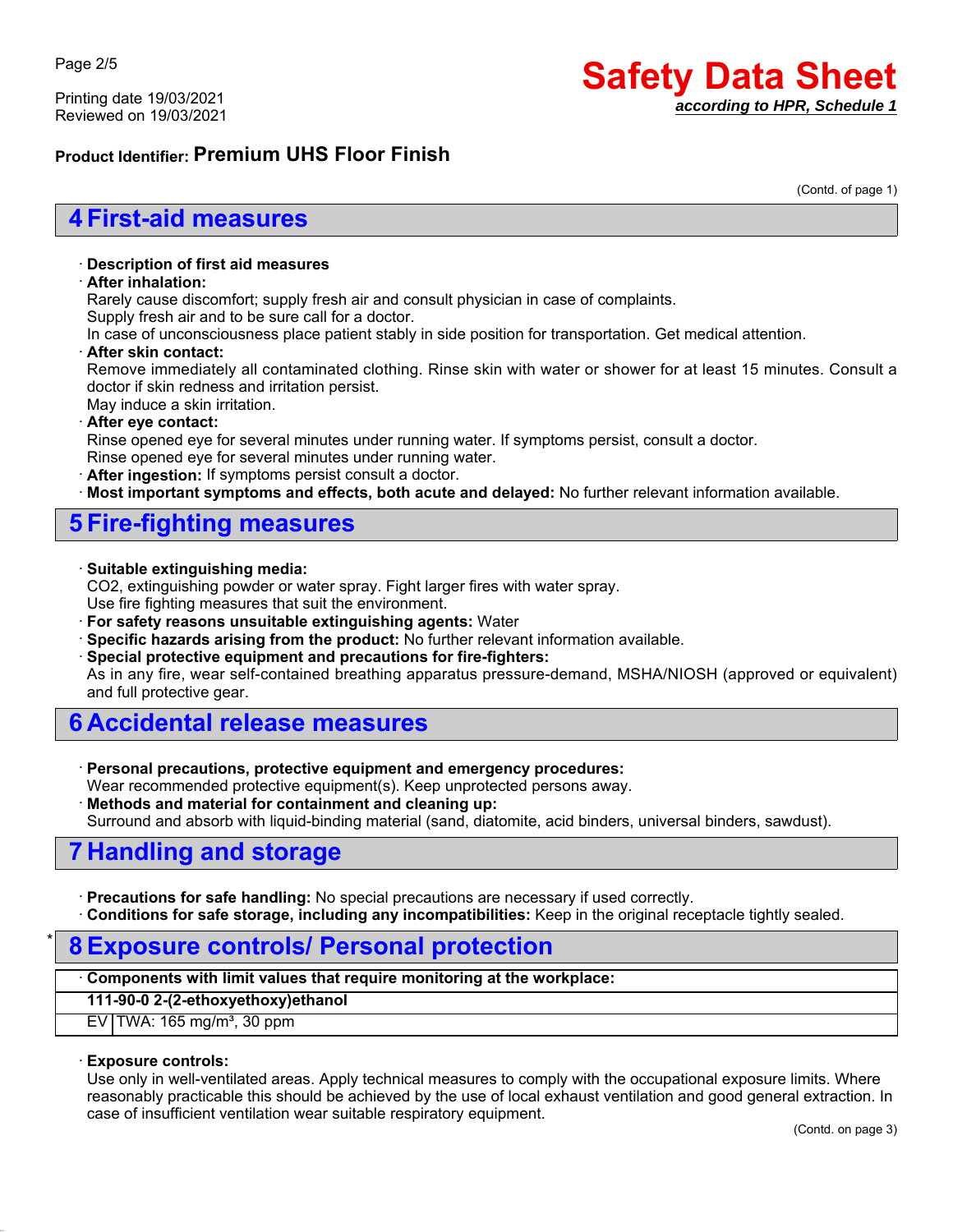Product Identifier: **Premium UHS Floor Finish**

(Contd. of page 1)

## 4 First-aid measures

· **Description of first aid measures**

· **After inhalation:**
Rarely cause discomfort; supply fresh air and consult physician in case of complaints.
Supply fresh air and to be sure call for a doctor.
In case of unconsciousness place patient stably in side position for transportation. Get medical attention.

· **After skin contact:**
Remove immediately all contaminated clothing. Rinse skin with water or shower for at least 15 minutes. Consult a doctor if skin redness and irritation persist.
May induce a skin irritation.

· **After eye contact:**
Rinse opened eye for several minutes under running water. If symptoms persist, consult a doctor.
Rinse opened eye for several minutes under running water.

· **After ingestion:** If symptoms persist consult a doctor.

· **Most important symptoms and effects, both acute and delayed:** No further relevant information available.

## 5 Fire-fighting measures

· **Suitable extinguishing media:**
$CO_2$, extinguishing powder or water spray. Fight larger fires with water spray.
Use fire fighting measures that suit the environment.

· **For safety reasons unsuitable extinguishing agents:** Water

· **Specific hazards arising from the product:** No further relevant information available.

· **Special protective equipment and precautions for fire-fighters:**
As in any fire, wear self-contained breathing apparatus pressure-demand, MSHA/NIOSH (approved or equivalent) and full protective gear.

## 6 Accidental release measures

· **Personal precautions, protective equipment and emergency procedures:**
Wear recommended protective equipment(s). Keep unprotected persons away.

· **Methods and material for containment and cleaning up:**
Surround and absorb with liquid-binding material (sand, diatomite, acid binders, universal binders, sawdust).

## 7 Handling and storage

· **Precautions for safe handling:** No special precautions are necessary if used correctly.

· **Conditions for safe storage, including any incompatibilities:** Keep in the original receptacle tightly sealed.

## * 8 Exposure controls/ Personal protection

| · Components with limit values that require monitoring at the workplace: | |
|---|---|
| **111-90-0 2-(2-ethoxyethoxy)ethanol** | |
| EV | TWA: 165 mg/m³, 30 ppm |

· **Exposure controls:**
Use only in well-ventilated areas. Apply technical measures to comply with the occupational exposure limits. Where reasonably practicable this should be achieved by the use of local exhaust ventilation and good general extraction. In case of insufficient ventilation wear suitable respiratory equipment.

(Contd. on page 3)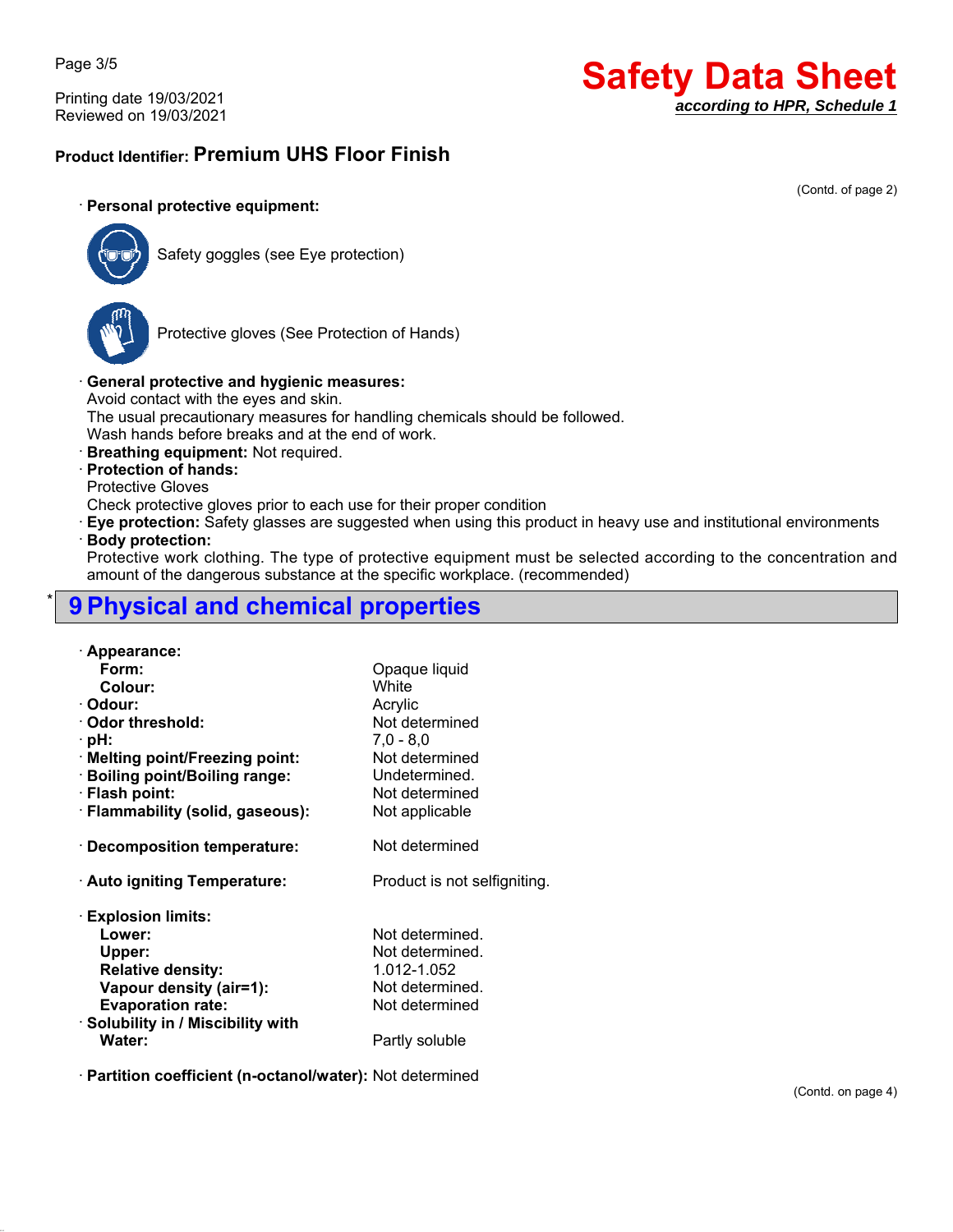**Product Identifier: Premium UHS Floor Finish**

(Contd. of page 2)

· **Personal protective equipment:**

Safety goggles (see Eye protection)

Protective gloves (See Protection of Hands)

· **General protective and hygienic measures:**
Avoid contact with the eyes and skin.
The usual precautionary measures for handling chemicals should be followed.
Wash hands before breaks and at the end of work.

· **Breathing equipment:** Not required.

· **Protection of hands:**
Protective Gloves
Check protective gloves prior to each use for their proper condition

· **Eye protection:** Safety glasses are suggested when using this product in heavy use and institutional environments

· **Body protection:**
Protective work clothing. The type of protective equipment must be selected according to the concentration and amount of the dangerous substance at the specific workplace. (recommended)

## * 9 Physical and chemical properties

| | |
|---|---|
| · **Appearance:** | |
| **Form:** | Opaque liquid |
| **Colour:** | White |
| · **Odour:** | Acrylic |
| · **Odor threshold:** | Not determined |
| · **pH:** | 7,0 - 8,0 |
| · **Melting point/Freezing point:** | Not determined |
| · **Boiling point/Boiling range:** | Undetermined. |
| · **Flash point:** | Not determined |
| · **Flammability (solid, gaseous):** | Not applicable |
| · **Decomposition temperature:** | Not determined |
| · **Auto igniting Temperature:** | Product is not selfigniting. |
| · **Explosion limits:** | |
| **Lower:** | Not determined. |
| **Upper:** | Not determined. |
| **Relative density:** | 1.012-1.052 |
| **Vapour density (air=1):** | Not determined. |
| **Evaporation rate:** | Not determined |
| · **Solubility in / Miscibility with** | |
| **Water:** | Partly soluble |
| · **Partition coefficient (n-octanol/water):** | Not determined |

(Contd. on page 4)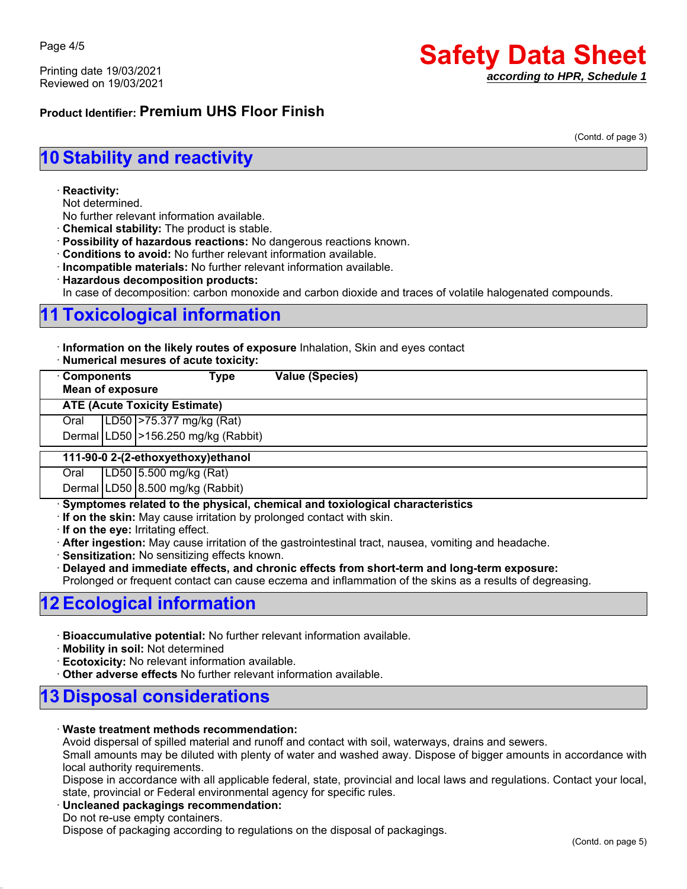**Product Identifier: Premium UHS Floor Finish**

(Contd. of page 3)

## 10 Stability and reactivity

- **Reactivity:**
  Not determined.
  No further relevant information available.
- **Chemical stability:** The product is stable.
- **Possibility of hazardous reactions:** No dangerous reactions known.
- **Conditions to avoid:** No further relevant information available.
- **Incompatible materials:** No further relevant information available.
- **Hazardous decomposition products:**
  In case of decomposition: carbon monoxide and carbon dioxide and traces of volatile halogenated compounds.

## 11 Toxicological information

- **Information on the likely routes of exposure** Inhalation, Skin and eyes contact
- **Numerical mesures of acute toxicity:**

| Components / Mean of exposure | Type | Value (Species) |
|---|---|---|
| **ATE (Acute Toxicity Estimate)** | | |
| Oral | LD50 | >75.377 mg/kg (Rat) |
| Dermal | LD50 | >156.250 mg/kg (Rabbit) |
| **111-90-0 2-(2-ethoxyethoxy)ethanol** | | |
| Oral | LD50 | 5.500 mg/kg (Rat) |
| Dermal | LD50 | 8.500 mg/kg (Rabbit) |

- **Symptomes related to the physical, chemical and toxiological characteristics**
- **If on the skin:** May cause irritation by prolonged contact with skin.
- **If on the eye:** Irritating effect.
- **After ingestion:** May cause irritation of the gastrointestinal tract, nausea, vomiting and headache.
- **Sensitization:** No sensitizing effects known.
- **Delayed and immediate effects, and chronic effects from short-term and long-term exposure:**
  Prolonged or frequent contact can cause eczema and inflammation of the skins as a results of degreasing.

## 12 Ecological information

- **Bioaccumulative potential:** No further relevant information available.
- **Mobility in soil:** Not determined
- **Ecotoxicity:** No relevant information available.
- **Other adverse effects** No further relevant information available.

## 13 Disposal considerations

- **Waste treatment methods recommendation:**
  Avoid dispersal of spilled material and runoff and contact with soil, waterways, drains and sewers.
  Small amounts may be diluted with plenty of water and washed away. Dispose of bigger amounts in accordance with local authority requirements.
  Dispose in accordance with all applicable federal, state, provincial and local laws and regulations. Contact your local, state, provincial or Federal environmental agency for specific rules.
- **Uncleaned packagings recommendation:**
  Do not re-use empty containers.
  Dispose of packaging according to regulations on the disposal of packagings.

(Contd. on page 5)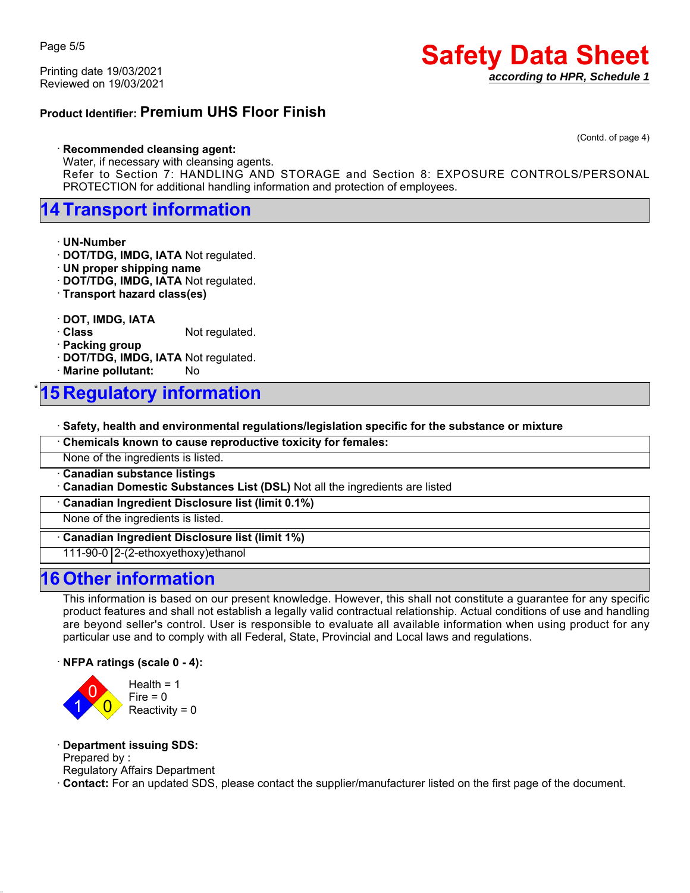**Product Identifier: Premium UHS Floor Finish**

(Contd. of page 4)

· **Recommended cleansing agent:**
Water, if necessary with cleansing agents.
Refer to Section 7: HANDLING AND STORAGE and Section 8: EXPOSURE CONTROLS/PERSONAL PROTECTION for additional handling information and protection of employees.

## 14 Transport information

· **UN-Number**
· **DOT/TDG, IMDG, IATA** Not regulated.
· **UN proper shipping name**
· **DOT/TDG, IMDG, IATA** Not regulated.
· **Transport hazard class(es)**

· **DOT, IMDG, IATA**
· **Class** Not regulated.
· **Packing group**
· **DOT/TDG, IMDG, IATA** Not regulated.
· **Marine pollutant:** No

## * 15 Regulatory information

· **Safety, health and environmental regulations/legislation specific for the substance or mixture**

· **Chemicals known to cause reproductive toxicity for females:**
None of the ingredients is listed.

· **Canadian substance listings**
· **Canadian Domestic Substances List (DSL)** Not all the ingredients are listed

· **Canadian Ingredient Disclosure list (limit 0.1%)**
None of the ingredients is listed.

· **Canadian Ingredient Disclosure list (limit 1%)**

| | |
|---|---|
| 111-90-0 | 2-(2-ethoxyethoxy)ethanol |

## 16 Other information

This information is based on our present knowledge. However, this shall not constitute a guarantee for any specific product features and shall not establish a legally valid contractual relationship. Actual conditions of use and handling are beyond seller's control. User is responsible to evaluate all available information when using product for any particular use and to comply with all Federal, State, Provincial and Local laws and regulations.

· **NFPA ratings (scale 0 - 4):**

Health = 1
Fire = 0
Reactivity = 0

· **Department issuing SDS:**
Prepared by :
Regulatory Affairs Department
· **Contact:** For an updated SDS, please contact the supplier/manufacturer listed on the first page of the document.